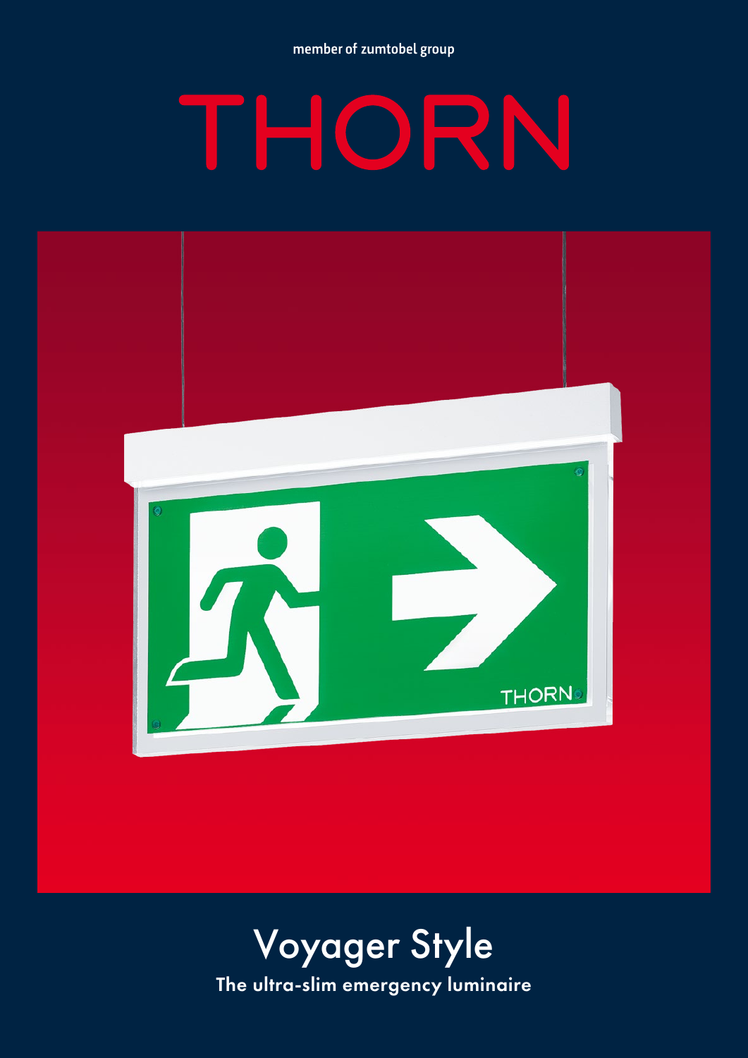member of zumtobel group

# THORN

# Voyager Style

## The ultra-slim emergency luminaire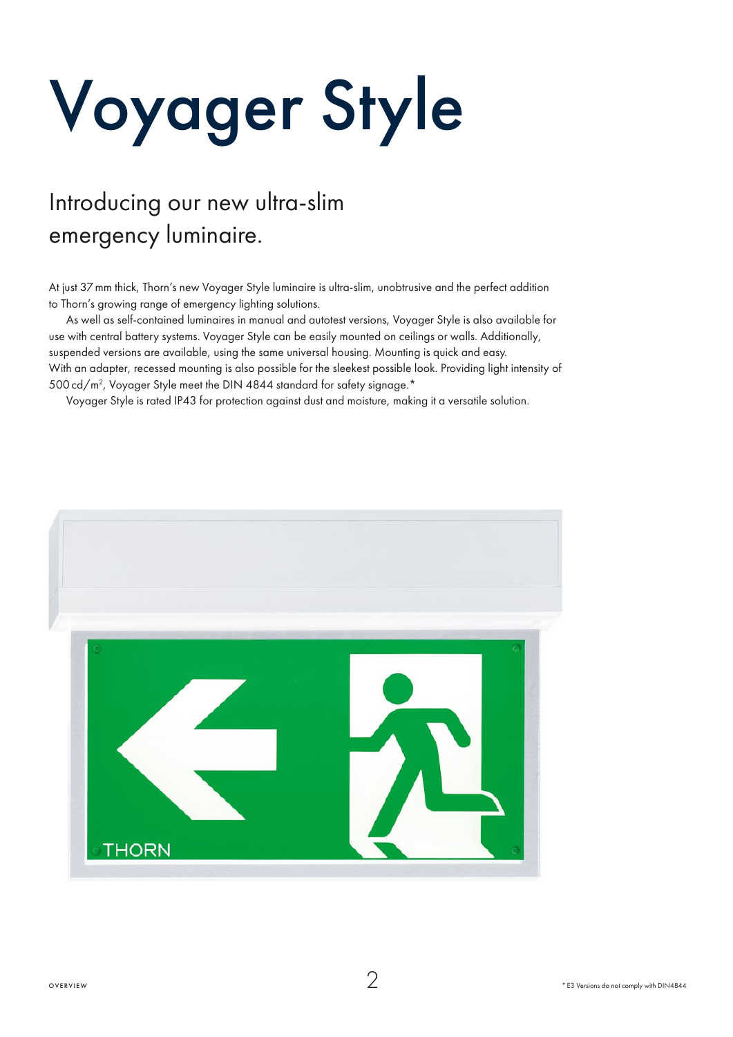# Voyager Style

## Introducing our new ultra-slim emergency luminaire.

At just 37 mm thick, Thorn's new Voyager Style luminaire is ultra-slim, unobtrusive and the perfect addition to Thorn's growing range of emergency lighting solutions.

As well as self-contained luminaires in manual and autotest versions, Voyager Style is also available for use with central battery systems. Voyager Style can be easily mounted on ceilings or walls. Additionally, suspended versions are available, using the same universal housing. Mounting is quick and easy. With an adapter, recessed mounting is also possible for the sleekest possible look. Providing light intensity of 500 cd/m$^2$, Voyager Style meet the DIN 4844 standard for safety signage.*

Voyager Style is rated IP43 for protection against dust and moisture, making it a versatile solution.

\* E3 Versions do not comply with DIN4844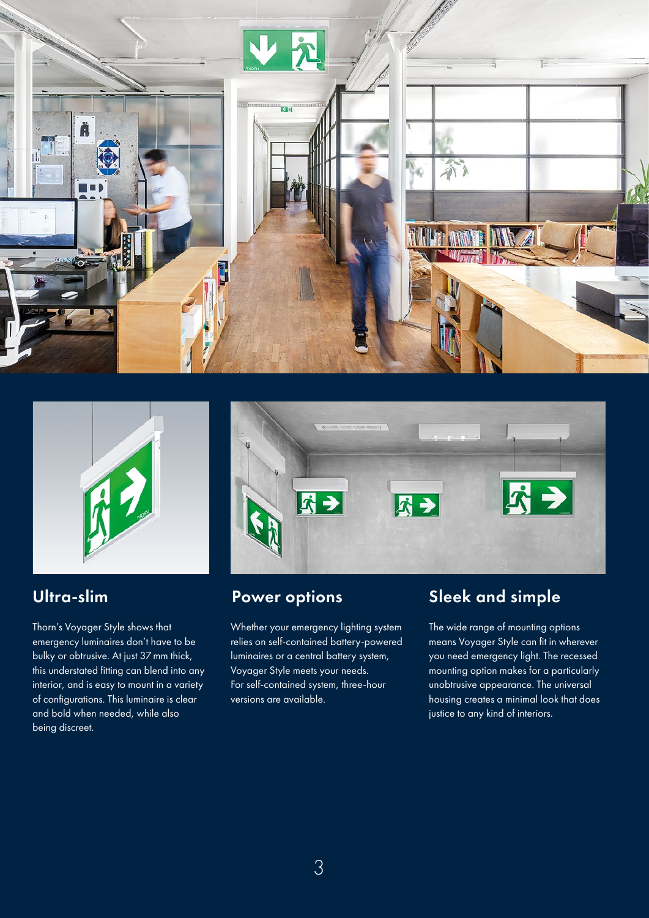## Ultra-slim

Thorn's Voyager Style shows that emergency luminaires don't have to be bulky or obtrusive. At just 37 mm thick, this understated fitting can blend into any interior, and is easy to mount in a variety of configurations. This luminaire is clear and bold when needed, while also being discreet.

## Power options

Whether your emergency lighting system relies on self-contained battery-powered luminaires or a central battery system, Voyager Style meets your needs. For self-contained system, three-hour versions are available.

## Sleek and simple

The wide range of mounting options means Voyager Style can fit in wherever you need emergency light. The recessed mounting option makes for a particularly unobtrusive appearance. The universal housing creates a minimal look that does justice to any kind of interiors.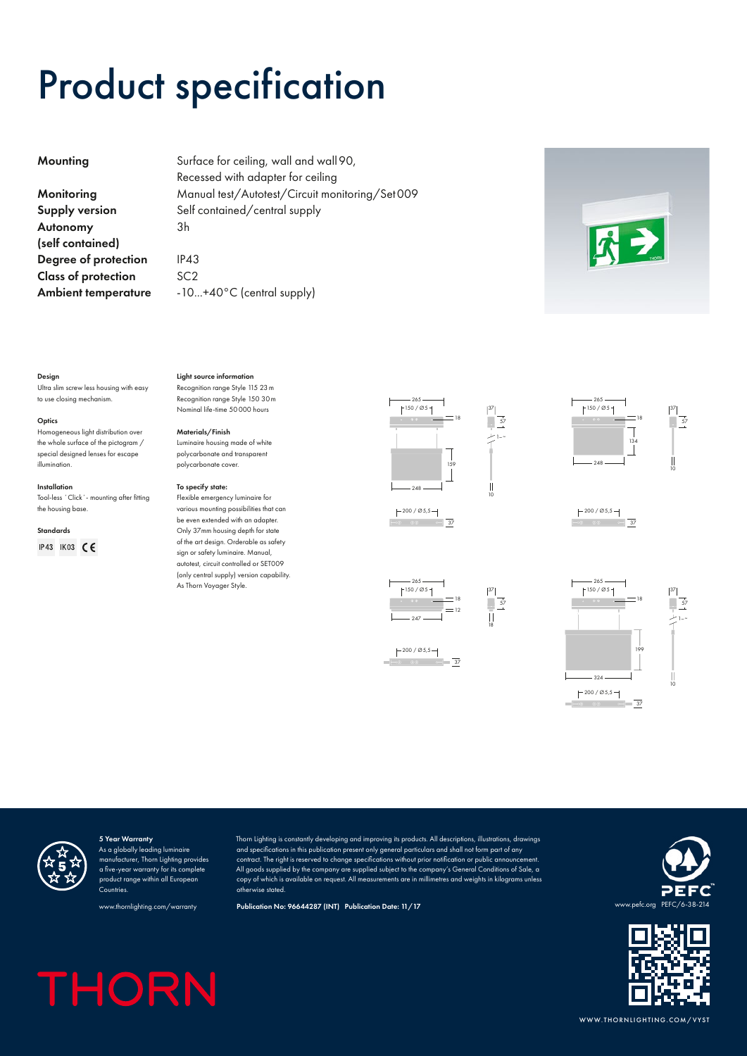# Product specification

| | |
|---|---|
| **Mounting** | Surface for ceiling, wall and wall 90, Recessed with adapter for ceiling |
| **Monitoring** | Manual test/Autotest/Circuit monitoring/Set 009 |
| **Supply version** | Self contained/central supply |
| **Autonomy (self contained)** | 3h |
| **Degree of protection** | IP43 |
| **Class of protection** | SC2 |
| **Ambient temperature** | -10...+40°C (central supply) |

#### Design

Ultra slim screw less housing with easy to use closing mechanism.

#### Optics

Homogeneous light distribution over the whole surface of the pictogram / special designed lenses for escape illumination.

#### Installation

Tool-less 'Click' - mounting after fitting the housing base.

#### Standards

IP43 IK03 CE

#### Light source information

Recognition range Style 115 23 m
Recognition range Style 150 30 m
Nominal life-time 50 000 hours

#### Materials/Finish

Luminaire housing made of white polycarbonate and transparent polycarbonate cover.

#### To specify state:

Flexible emergency luminaire for various mounting possibilities that can be even extended with an adapter. Only 37mm housing depth for state of the art design. Orderable as safety sign or safety luminaire. Manual, autotest, circuit controlled or SET009 (only central supply) version capability. As Thorn Voyager Style.

265
150 / Ø5
18
159
248
37
57
1-~
10
200 / Ø5,5
37

265
150 / Ø5
18
134
248
37
57
10
200 / Ø5,5
37

265
150 / Ø5
18
12
247
37
57
18
200 / Ø5,5
37

265
150 / Ø5
18
199
324
37
57
1-~
10
200 / Ø5,5
37

**5 Year Warranty**
As a globally leading luminaire manufacturer, Thorn Lighting provides a five-year warranty for its complete product range within all European Countries.

www.thornlighting.com/warranty

Thorn Lighting is constantly developing and improving its products. All descriptions, illustrations, drawings and specifications in this publication present only general particulars and shall not form part of any contract. The right is reserved to change specifications without prior notification or public announcement. All goods supplied by the company are supplied subject to the company's General Conditions of Sale, a copy of which is available on request. All measurements are in millimetres and weights in kilograms unless otherwise stated.

**Publication No: 96644287 (INT) Publication Date: 11/17**

www.pefc.org PEFC/6-38-214

THORN

WWW.THORNLIGHTING.COM/VYST